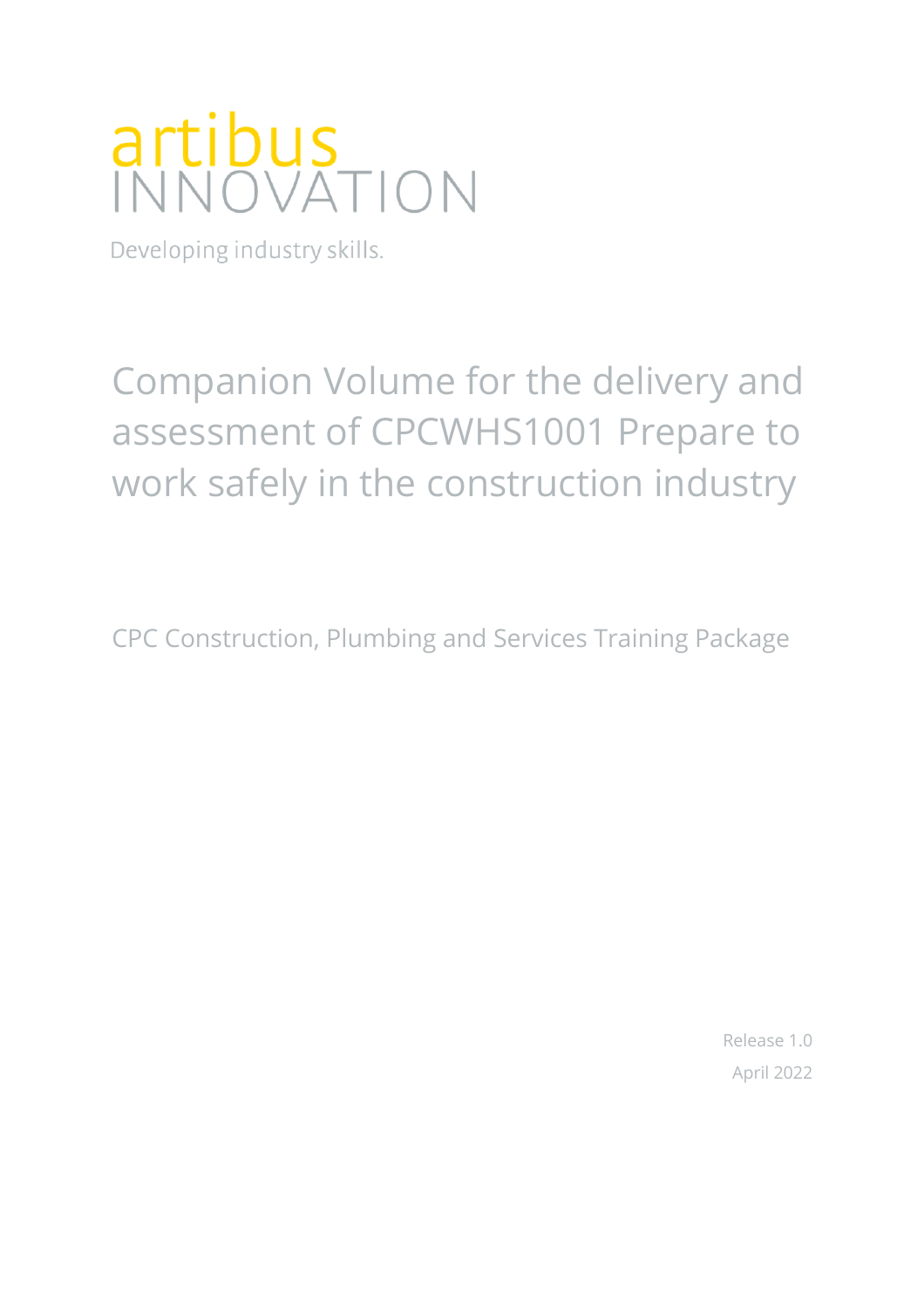artibus
INNOVATION

Developing industry skills.

# Companion Volume for the delivery and assessment of CPCWHS1001 Prepare to work safely in the construction industry

CPC Construction, Plumbing and Services Training Package

Release 1.0

April 2022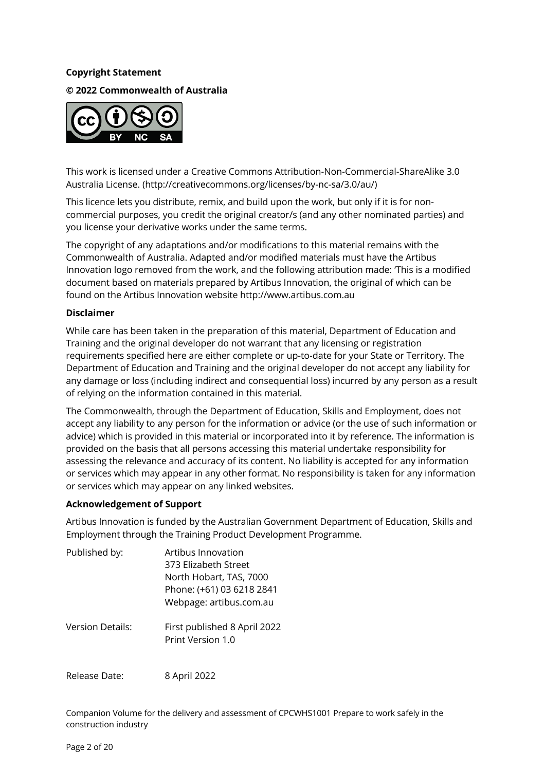**Copyright Statement**

**© 2022 Commonwealth of Australia**

This work is licensed under a Creative Commons Attribution-Non-Commercial-ShareAlike 3.0 Australia License. (http://creativecommons.org/licenses/by-nc-sa/3.0/au/)

This licence lets you distribute, remix, and build upon the work, but only if it is for non-commercial purposes, you credit the original creator/s (and any other nominated parties) and you license your derivative works under the same terms.

The copyright of any adaptations and/or modifications to this material remains with the Commonwealth of Australia. Adapted and/or modified materials must have the Artibus Innovation logo removed from the work, and the following attribution made: 'This is a modified document based on materials prepared by Artibus Innovation, the original of which can be found on the Artibus Innovation website http://www.artibus.com.au

**Disclaimer**

While care has been taken in the preparation of this material, Department of Education and Training and the original developer do not warrant that any licensing or registration requirements specified here are either complete or up-to-date for your State or Territory. The Department of Education and Training and the original developer do not accept any liability for any damage or loss (including indirect and consequential loss) incurred by any person as a result of relying on the information contained in this material.

The Commonwealth, through the Department of Education, Skills and Employment, does not accept any liability to any person for the information or advice (or the use of such information or advice) which is provided in this material or incorporated into it by reference. The information is provided on the basis that all persons accessing this material undertake responsibility for assessing the relevance and accuracy of its content. No liability is accepted for any information or services which may appear in any other format. No responsibility is taken for any information or services which may appear on any linked websites.

**Acknowledgement of Support**

Artibus Innovation is funded by the Australian Government Department of Education, Skills and Employment through the Training Product Development Programme.

Published by: Artibus Innovation
373 Elizabeth Street
North Hobart, TAS, 7000
Phone: (+61) 03 6218 2841
Webpage: artibus.com.au

Version Details: First published 8 April 2022
Print Version 1.0

Release Date: 8 April 2022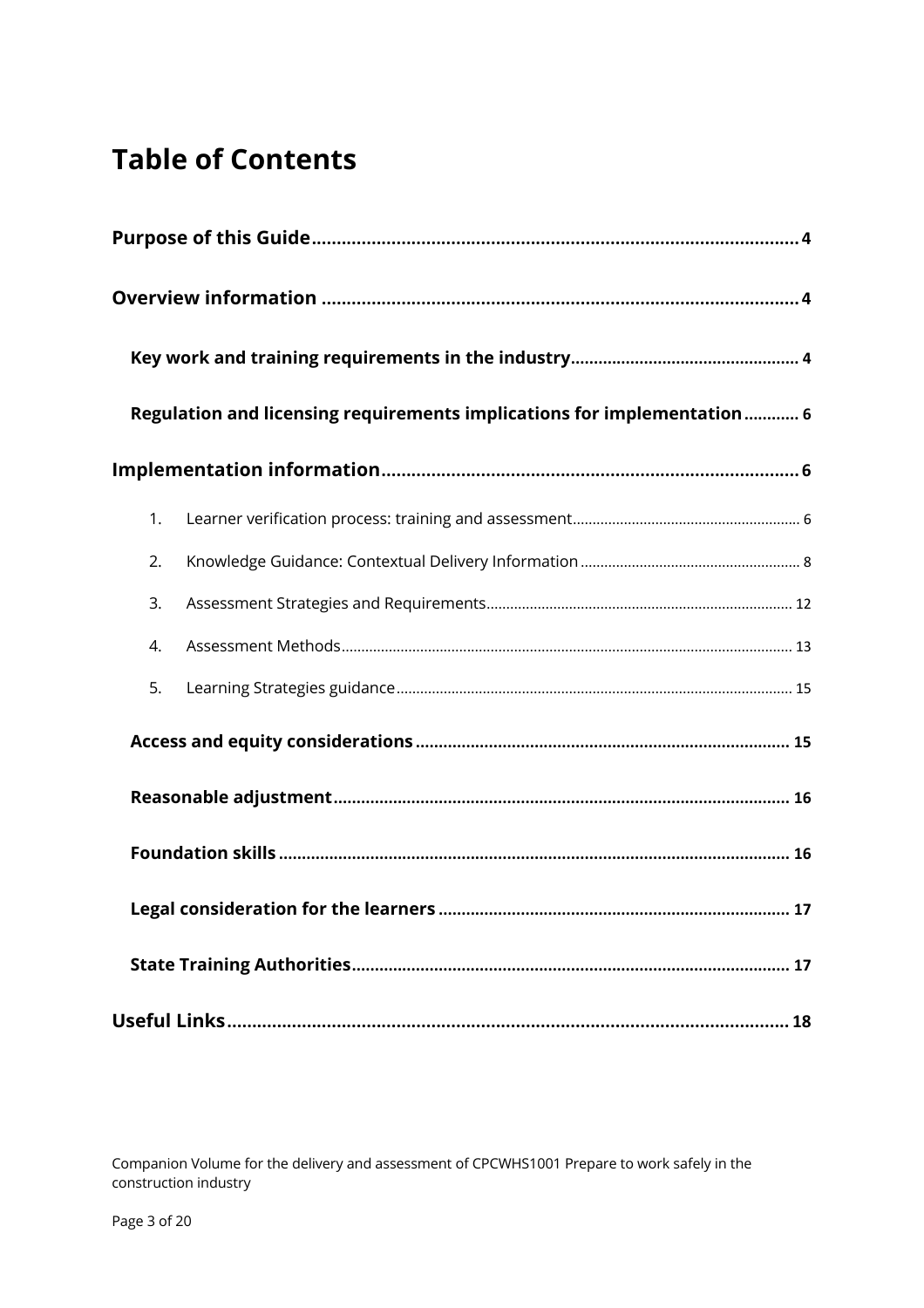# Table of Contents

**Purpose of this Guide** .......... 4

**Overview information** .......... 4

- **Key work and training requirements in the industry** .......... 4
- **Regulation and licensing requirements implications for implementation** .......... 6

**Implementation information** .......... 6

1. Learner verification process: training and assessment .......... 6
2. Knowledge Guidance: Contextual Delivery Information .......... 8
3. Assessment Strategies and Requirements .......... 12
4. Assessment Methods .......... 13
5. Learning Strategies guidance .......... 15

- **Access and equity considerations** .......... 15
- **Reasonable adjustment** .......... 16
- **Foundation skills** .......... 16
- **Legal consideration for the learners** .......... 17
- **State Training Authorities** .......... 17

**Useful Links** .......... 18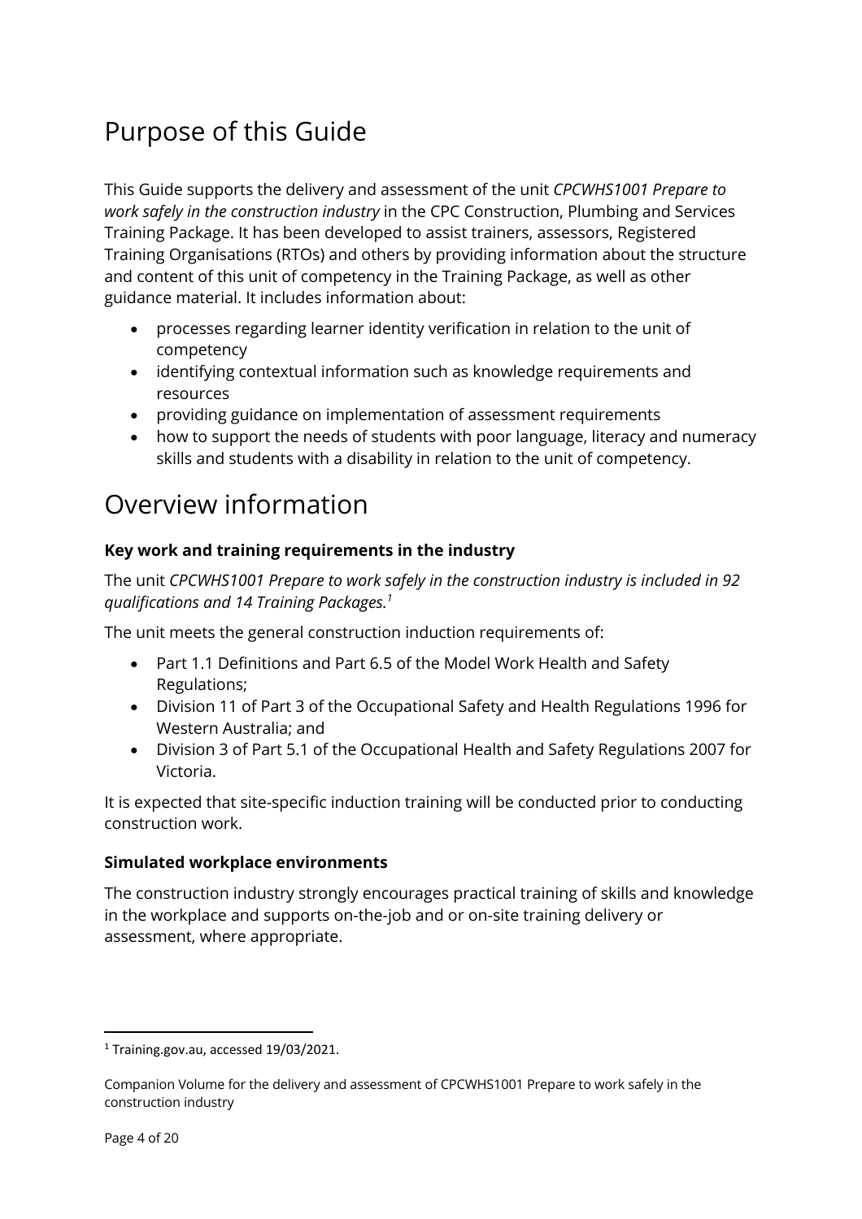# Purpose of this Guide

This Guide supports the delivery and assessment of the unit *CPCWHS1001 Prepare to work safely in the construction industry* in the CPC Construction, Plumbing and Services Training Package. It has been developed to assist trainers, assessors, Registered Training Organisations (RTOs) and others by providing information about the structure and content of this unit of competency in the Training Package, as well as other guidance material. It includes information about:

- processes regarding learner identity verification in relation to the unit of competency
- identifying contextual information such as knowledge requirements and resources
- providing guidance on implementation of assessment requirements
- how to support the needs of students with poor language, literacy and numeracy skills and students with a disability in relation to the unit of competency.

# Overview information

**Key work and training requirements in the industry**

The unit *CPCWHS1001 Prepare to work safely in the construction industry is included in 92 qualifications and 14 Training Packages.*[1]

The unit meets the general construction induction requirements of:

- Part 1.1 Definitions and Part 6.5 of the Model Work Health and Safety Regulations;
- Division 11 of Part 3 of the Occupational Safety and Health Regulations 1996 for Western Australia; and
- Division 3 of Part 5.1 of the Occupational Health and Safety Regulations 2007 for Victoria.

It is expected that site-specific induction training will be conducted prior to conducting construction work.

**Simulated workplace environments**

The construction industry strongly encourages practical training of skills and knowledge in the workplace and supports on-the-job and or on-site training delivery or assessment, where appropriate.

[1] Training.gov.au, accessed 19/03/2021.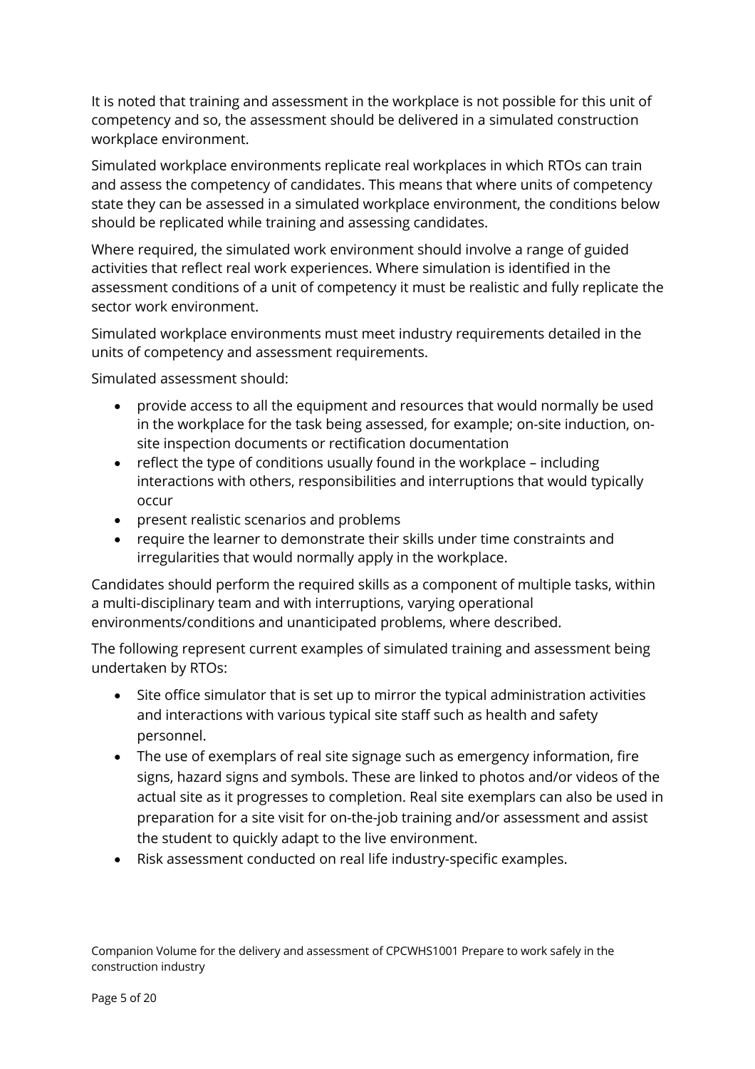It is noted that training and assessment in the workplace is not possible for this unit of competency and so, the assessment should be delivered in a simulated construction workplace environment.

Simulated workplace environments replicate real workplaces in which RTOs can train and assess the competency of candidates. This means that where units of competency state they can be assessed in a simulated workplace environment, the conditions below should be replicated while training and assessing candidates.

Where required, the simulated work environment should involve a range of guided activities that reflect real work experiences. Where simulation is identified in the assessment conditions of a unit of competency it must be realistic and fully replicate the sector work environment.

Simulated workplace environments must meet industry requirements detailed in the units of competency and assessment requirements.

Simulated assessment should:

- provide access to all the equipment and resources that would normally be used in the workplace for the task being assessed, for example; on-site induction, on-site inspection documents or rectification documentation
- reflect the type of conditions usually found in the workplace – including interactions with others, responsibilities and interruptions that would typically occur
- present realistic scenarios and problems
- require the learner to demonstrate their skills under time constraints and irregularities that would normally apply in the workplace.

Candidates should perform the required skills as a component of multiple tasks, within a multi-disciplinary team and with interruptions, varying operational environments/conditions and unanticipated problems, where described.

The following represent current examples of simulated training and assessment being undertaken by RTOs:

- Site office simulator that is set up to mirror the typical administration activities and interactions with various typical site staff such as health and safety personnel.
- The use of exemplars of real site signage such as emergency information, fire signs, hazard signs and symbols. These are linked to photos and/or videos of the actual site as it progresses to completion. Real site exemplars can also be used in preparation for a site visit for on-the-job training and/or assessment and assist the student to quickly adapt to the live environment.
- Risk assessment conducted on real life industry-specific examples.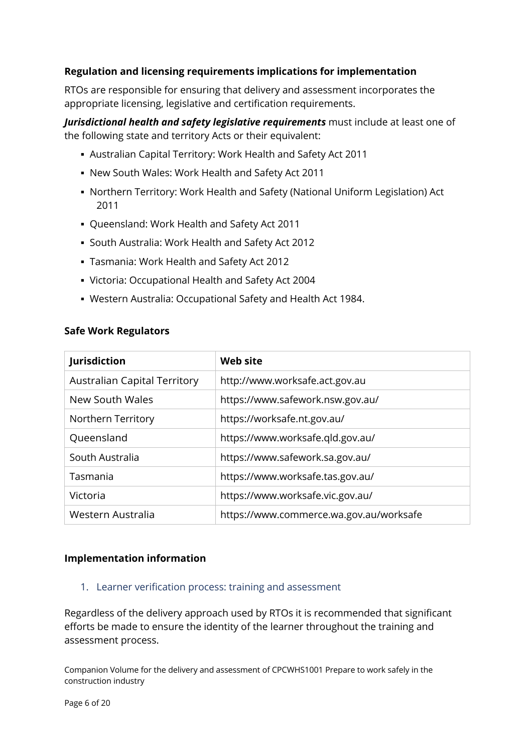### Regulation and licensing requirements implications for implementation

RTOs are responsible for ensuring that delivery and assessment incorporates the appropriate licensing, legislative and certification requirements.

***Jurisdictional health and safety legislative requirements*** must include at least one of the following state and territory Acts or their equivalent:

- Australian Capital Territory: Work Health and Safety Act 2011
- New South Wales: Work Health and Safety Act 2011
- Northern Territory: Work Health and Safety (National Uniform Legislation) Act 2011
- Queensland: Work Health and Safety Act 2011
- South Australia: Work Health and Safety Act 2012
- Tasmania: Work Health and Safety Act 2012
- Victoria: Occupational Health and Safety Act 2004
- Western Australia: Occupational Safety and Health Act 1984.

### Safe Work Regulators

| Jurisdiction | Web site |
|---|---|
| Australian Capital Territory | http://www.worksafe.act.gov.au |
| New South Wales | https://www.safework.nsw.gov.au/ |
| Northern Territory | https://worksafe.nt.gov.au/ |
| Queensland | https://www.worksafe.qld.gov.au/ |
| South Australia | https://www.safework.sa.gov.au/ |
| Tasmania | https://www.worksafe.tas.gov.au/ |
| Victoria | https://www.worksafe.vic.gov.au/ |
| Western Australia | https://www.commerce.wa.gov.au/worksafe |

### Implementation information

1. Learner verification process: training and assessment

Regardless of the delivery approach used by RTOs it is recommended that significant efforts be made to ensure the identity of the learner throughout the training and assessment process.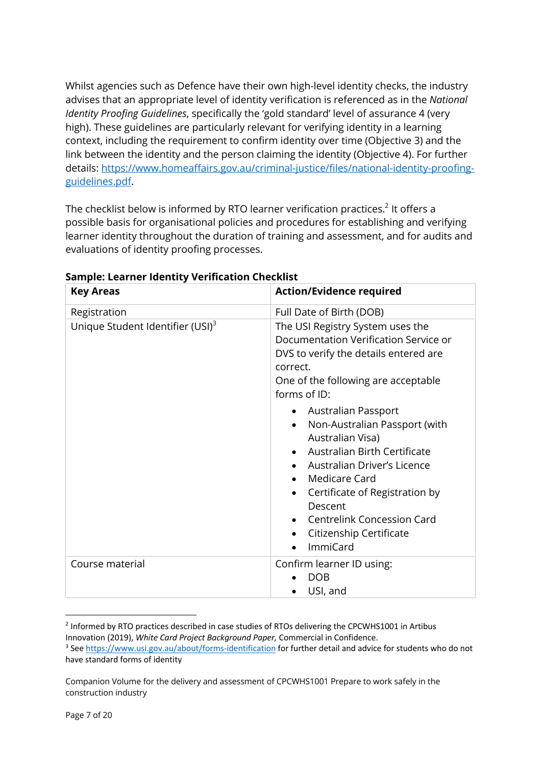Whilst agencies such as Defence have their own high-level identity checks, the industry advises that an appropriate level of identity verification is referenced as in the *National Identity Proofing Guidelines*, specifically the 'gold standard' level of assurance 4 (very high). These guidelines are particularly relevant for verifying identity in a learning context, including the requirement to confirm identity over time (Objective 3) and the link between the identity and the person claiming the identity (Objective 4). For further details: https://www.homeaffairs.gov.au/criminal-justice/files/national-identity-proofing-guidelines.pdf.

The checklist below is informed by RTO learner verification practices.[2] It offers a possible basis for organisational policies and procedures for establishing and verifying learner identity throughout the duration of training and assessment, and for audits and evaluations of identity proofing processes.

**Sample: Learner Identity Verification Checklist**

| Key Areas | Action/Evidence required |
| --- | --- |
| Registration | Full Date of Birth (DOB) |
| Unique Student Identifier (USI)[3] | The USI Registry System uses the Documentation Verification Service or DVS to verify the details entered are correct.<br>One of the following are acceptable forms of ID:<br>• Australian Passport<br>• Non-Australian Passport (with Australian Visa)<br>• Australian Birth Certificate<br>• Australian Driver's Licence<br>• Medicare Card<br>• Certificate of Registration by Descent<br>• Centrelink Concession Card<br>• Citizenship Certificate<br>• ImmiCard |
| Course material | Confirm learner ID using:<br>• DOB<br>• USI, and |

[2] Informed by RTO practices described in case studies of RTOs delivering the CPCWHS1001 in Artibus Innovation (2019), *White Card Project Background Paper,* Commercial in Confidence.

[3] See https://www.usi.gov.au/about/forms-identification for further detail and advice for students who do not have standard forms of identity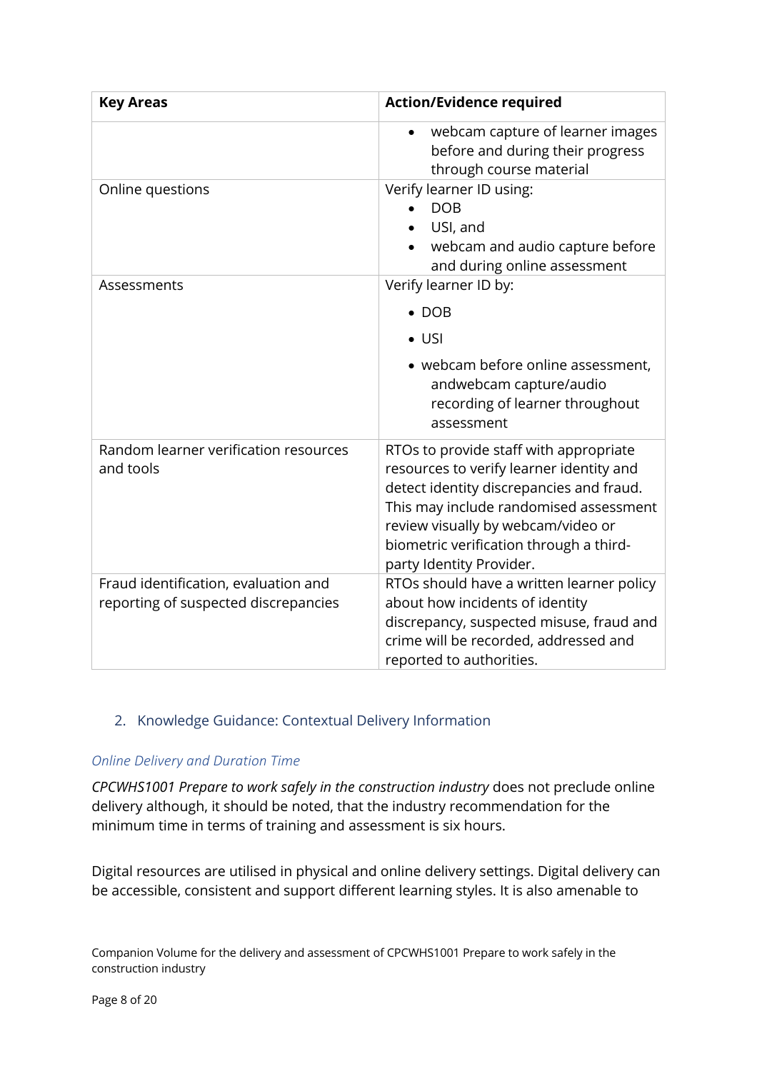| Key Areas | Action/Evidence required |
|---|---|
| | • webcam capture of learner images before and during their progress through course material |
| Online questions | Verify learner ID using:<br>• DOB<br>• USI, and<br>• webcam and audio capture before and during online assessment |
| Assessments | Verify learner ID by:<br>• DOB<br>• USI<br>• webcam before online assessment, andwebcam capture/audio recording of learner throughout assessment |
| Random learner verification resources and tools | RTOs to provide staff with appropriate resources to verify learner identity and detect identity discrepancies and fraud. This may include randomised assessment review visually by webcam/video or biometric verification through a third-party Identity Provider. |
| Fraud identification, evaluation and reporting of suspected discrepancies | RTOs should have a written learner policy about how incidents of identity discrepancy, suspected misuse, fraud and crime will be recorded, addressed and reported to authorities. |

## 2. Knowledge Guidance: Contextual Delivery Information

### *Online Delivery and Duration Time*

*CPCWHS1001 Prepare to work safely in the construction industry* does not preclude online delivery although, it should be noted, that the industry recommendation for the minimum time in terms of training and assessment is six hours.

Digital resources are utilised in physical and online delivery settings. Digital delivery can be accessible, consistent and support different learning styles. It is also amenable to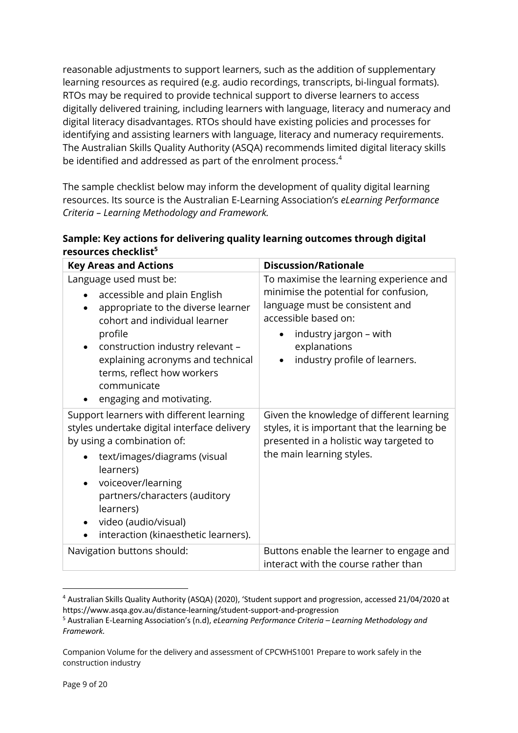reasonable adjustments to support learners, such as the addition of supplementary learning resources as required (e.g. audio recordings, transcripts, bi-lingual formats). RTOs may be required to provide technical support to diverse learners to access digitally delivered training, including learners with language, literacy and numeracy and digital literacy disadvantages. RTOs should have existing policies and processes for identifying and assisting learners with language, literacy and numeracy requirements. The Australian Skills Quality Authority (ASQA) recommends limited digital literacy skills be identified and addressed as part of the enrolment process.[4]

The sample checklist below may inform the development of quality digital learning resources. Its source is the Australian E-Learning Association's *eLearning Performance Criteria – Learning Methodology and Framework.*

**Sample: Key actions for delivering quality learning outcomes through digital resources checklist[5]**

| Key Areas and Actions | Discussion/Rationale |
|---|---|
| Language used must be:<br>• accessible and plain English<br>• appropriate to the diverse learner cohort and individual learner profile<br>• construction industry relevant – explaining acronyms and technical terms, reflect how workers communicate<br>• engaging and motivating. | To maximise the learning experience and minimise the potential for confusion, language must be consistent and accessible based on:<br>• industry jargon – with explanations<br>• industry profile of learners. |
| Support learners with different learning styles undertake digital interface delivery by using a combination of:<br>• text/images/diagrams (visual learners)<br>• voiceover/learning partners/characters (auditory learners)<br>• video (audio/visual)<br>• interaction (kinaesthetic learners). | Given the knowledge of different learning styles, it is important that the learning be presented in a holistic way targeted to the main learning styles. |
| Navigation buttons should: | Buttons enable the learner to engage and interact with the course rather than |

[4] Australian Skills Quality Authority (ASQA) (2020), 'Student support and progression, accessed 21/04/2020 at https://www.asqa.gov.au/distance-learning/student-support-and-progression

[5] Australian E-Learning Association's (n.d), *eLearning Performance Criteria – Learning Methodology and Framework.*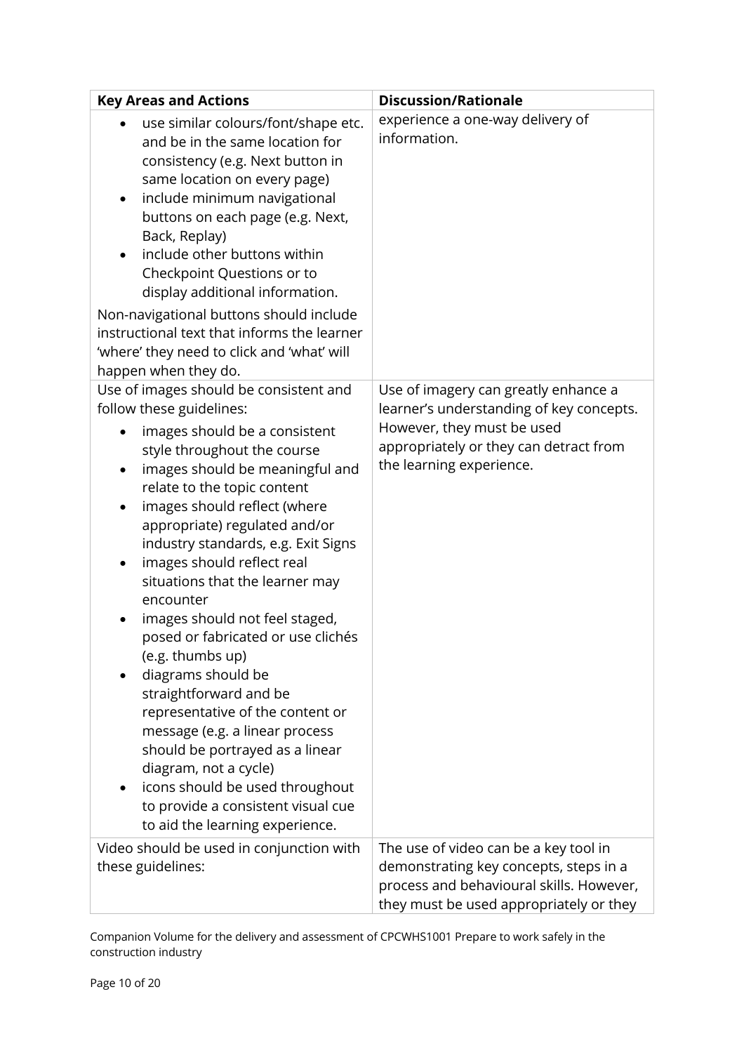| Key Areas and Actions | Discussion/Rationale |
| --- | --- |
| <ul><li>use similar colours/font/shape etc. and be in the same location for consistency (e.g. Next button in same location on every page)</li><li>include minimum navigational buttons on each page (e.g. Next, Back, Replay)</li><li>include other buttons within Checkpoint Questions or to display additional information.</li></ul>Non-navigational buttons should include instructional text that informs the learner 'where' they need to click and 'what' will happen when they do. | experience a one-way delivery of information. |
| Use of images should be consistent and follow these guidelines:<ul><li>images should be a consistent style throughout the course</li><li>images should be meaningful and relate to the topic content</li><li>images should reflect (where appropriate) regulated and/or industry standards, e.g. Exit Signs</li><li>images should reflect real situations that the learner may encounter</li><li>images should not feel staged, posed or fabricated or use clichés (e.g. thumbs up)</li><li>diagrams should be straightforward and be representative of the content or message (e.g. a linear process should be portrayed as a linear diagram, not a cycle)</li><li>icons should be used throughout to provide a consistent visual cue to aid the learning experience.</li></ul> | Use of imagery can greatly enhance a learner's understanding of key concepts. However, they must be used appropriately or they can detract from the learning experience. |
| Video should be used in conjunction with these guidelines: | The use of video can be a key tool in demonstrating key concepts, steps in a process and behavioural skills. However, they must be used appropriately or they |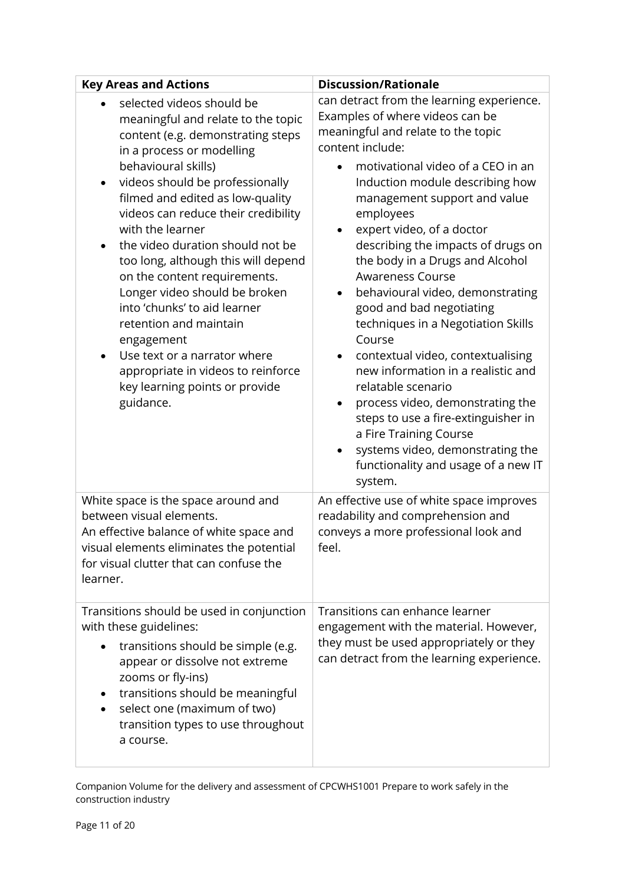| Key Areas and Actions | Discussion/Rationale |
|---|---|
| • selected videos should be meaningful and relate to the topic content (e.g. demonstrating steps in a process or modelling behavioural skills)<br>• videos should be professionally filmed and edited as low-quality videos can reduce their credibility with the learner<br>• the video duration should not be too long, although this will depend on the content requirements. Longer video should be broken into 'chunks' to aid learner retention and maintain engagement<br>• Use text or a narrator where appropriate in videos to reinforce key learning points or provide guidance. | can detract from the learning experience. Examples of where videos can be meaningful and relate to the topic content include:<br>• motivational video of a CEO in an Induction module describing how management support and value employees<br>• expert video, of a doctor describing the impacts of drugs on the body in a Drugs and Alcohol Awareness Course<br>• behavioural video, demonstrating good and bad negotiating techniques in a Negotiation Skills Course<br>• contextual video, contextualising new information in a realistic and relatable scenario<br>• process video, demonstrating the steps to use a fire-extinguisher in a Fire Training Course<br>• systems video, demonstrating the functionality and usage of a new IT system. |
| White space is the space around and between visual elements.<br>An effective balance of white space and visual elements eliminates the potential for visual clutter that can confuse the learner. | An effective use of white space improves readability and comprehension and conveys a more professional look and feel. |
| Transitions should be used in conjunction with these guidelines:<br>• transitions should be simple (e.g. appear or dissolve not extreme zooms or fly-ins)<br>• transitions should be meaningful<br>• select one (maximum of two) transition types to use throughout a course. | Transitions can enhance learner engagement with the material. However, they must be used appropriately or they can detract from the learning experience. |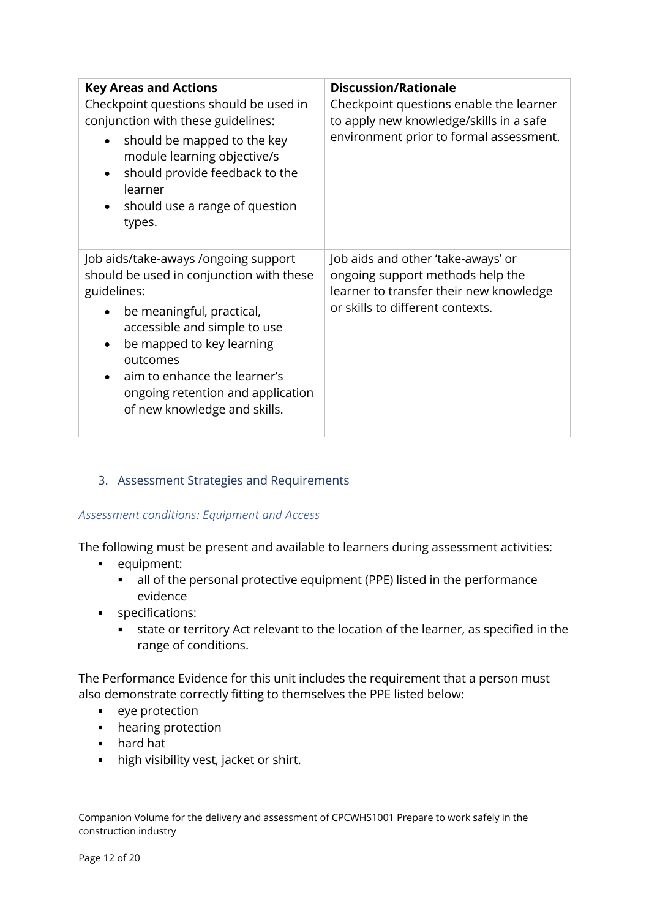| Key Areas and Actions | Discussion/Rationale |
| --- | --- |
| Checkpoint questions should be used in conjunction with these guidelines:<br>• should be mapped to the key module learning objective/s<br>• should provide feedback to the learner<br>• should use a range of question types. | Checkpoint questions enable the learner to apply new knowledge/skills in a safe environment prior to formal assessment. |
| Job aids/take-aways /ongoing support should be used in conjunction with these guidelines:<br>• be meaningful, practical, accessible and simple to use<br>• be mapped to key learning outcomes<br>• aim to enhance the learner's ongoing retention and application of new knowledge and skills. | Job aids and other 'take-aways' or ongoing support methods help the learner to transfer their new knowledge or skills to different contexts. |

## 3. Assessment Strategies and Requirements

### *Assessment conditions: Equipment and Access*

The following must be present and available to learners during assessment activities:

- equipment:
  - all of the personal protective equipment (PPE) listed in the performance evidence
- specifications:
  - state or territory Act relevant to the location of the learner, as specified in the range of conditions.

The Performance Evidence for this unit includes the requirement that a person must also demonstrate correctly fitting to themselves the PPE listed below:

- eye protection
- hearing protection
- hard hat
- high visibility vest, jacket or shirt.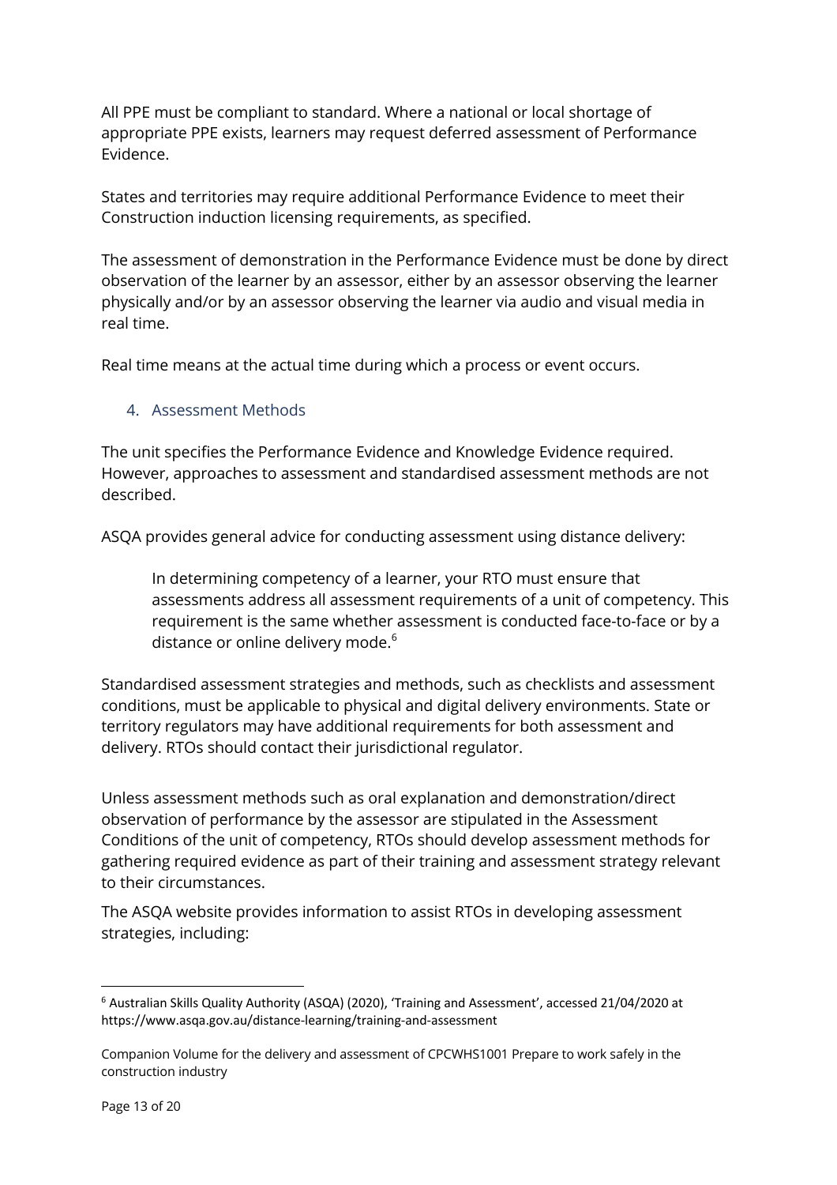All PPE must be compliant to standard. Where a national or local shortage of appropriate PPE exists, learners may request deferred assessment of Performance Evidence.

States and territories may require additional Performance Evidence to meet their Construction induction licensing requirements, as specified.

The assessment of demonstration in the Performance Evidence must be done by direct observation of the learner by an assessor, either by an assessor observing the learner physically and/or by an assessor observing the learner via audio and visual media in real time.

Real time means at the actual time during which a process or event occurs.

## 4. Assessment Methods

The unit specifies the Performance Evidence and Knowledge Evidence required. However, approaches to assessment and standardised assessment methods are not described.

ASQA provides general advice for conducting assessment using distance delivery:

> In determining competency of a learner, your RTO must ensure that assessments address all assessment requirements of a unit of competency. This requirement is the same whether assessment is conducted face-to-face or by a distance or online delivery mode.[6]

Standardised assessment strategies and methods, such as checklists and assessment conditions, must be applicable to physical and digital delivery environments. State or territory regulators may have additional requirements for both assessment and delivery. RTOs should contact their jurisdictional regulator.

Unless assessment methods such as oral explanation and demonstration/direct observation of performance by the assessor are stipulated in the Assessment Conditions of the unit of competency, RTOs should develop assessment methods for gathering required evidence as part of their training and assessment strategy relevant to their circumstances.

The ASQA website provides information to assist RTOs in developing assessment strategies, including:

---

[6] Australian Skills Quality Authority (ASQA) (2020), 'Training and Assessment', accessed 21/04/2020 at https://www.asqa.gov.au/distance-learning/training-and-assessment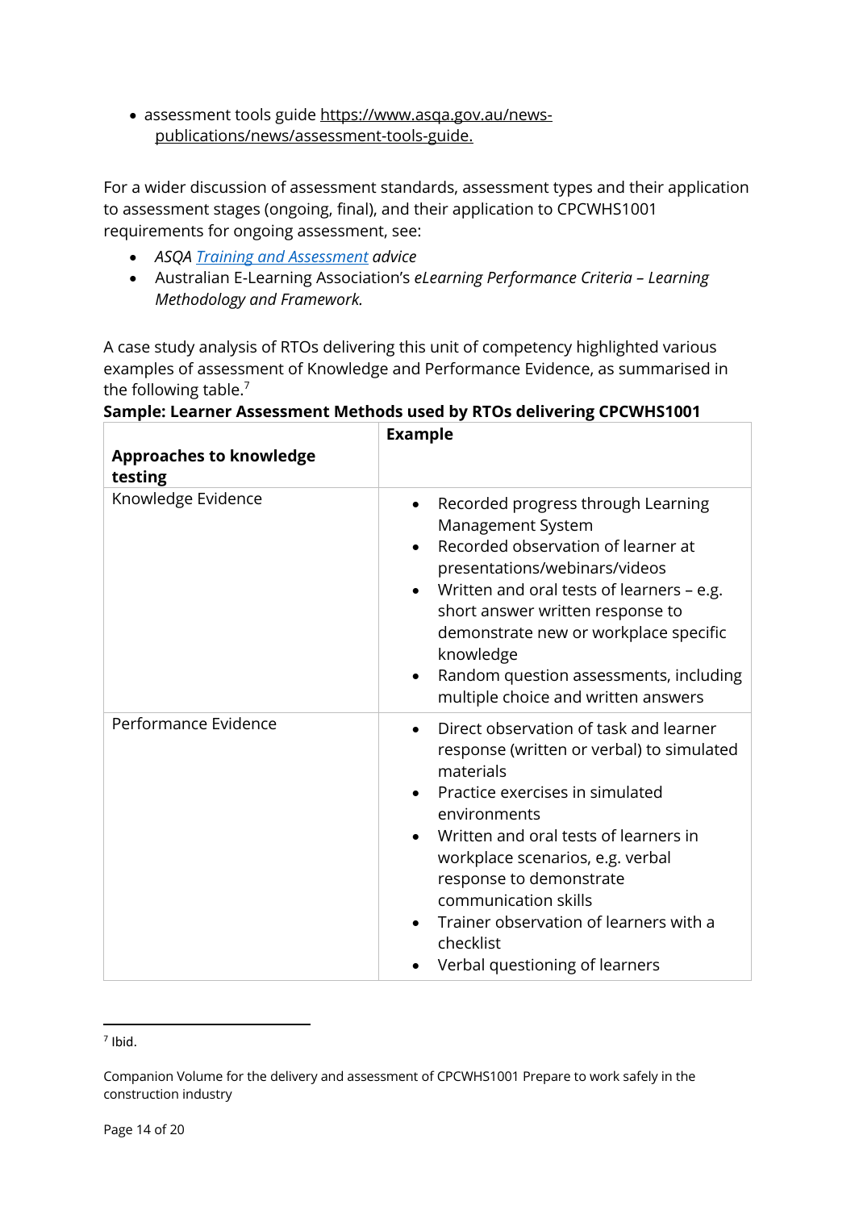- assessment tools guide https://www.asqa.gov.au/news-publications/news/assessment-tools-guide.

For a wider discussion of assessment standards, assessment types and their application to assessment stages (ongoing, final), and their application to CPCWHS1001 requirements for ongoing assessment, see:

- *ASQA Training and Assessment advice*
- Australian E-Learning Association's *eLearning Performance Criteria – Learning Methodology and Framework.*

A case study analysis of RTOs delivering this unit of competency highlighted various examples of assessment of Knowledge and Performance Evidence, as summarised in the following table.[7]

**Sample: Learner Assessment Methods used by RTOs delivering CPCWHS1001**

| Approaches to knowledge testing | Example |
| --- | --- |
| Knowledge Evidence | • Recorded progress through Learning Management System<br>• Recorded observation of learner at presentations/webinars/videos<br>• Written and oral tests of learners – e.g. short answer written response to demonstrate new or workplace specific knowledge<br>• Random question assessments, including multiple choice and written answers |
| Performance Evidence | • Direct observation of task and learner response (written or verbal) to simulated materials<br>• Practice exercises in simulated environments<br>• Written and oral tests of learners in workplace scenarios, e.g. verbal response to demonstrate communication skills<br>• Trainer observation of learners with a checklist<br>• Verbal questioning of learners |

[7] Ibid.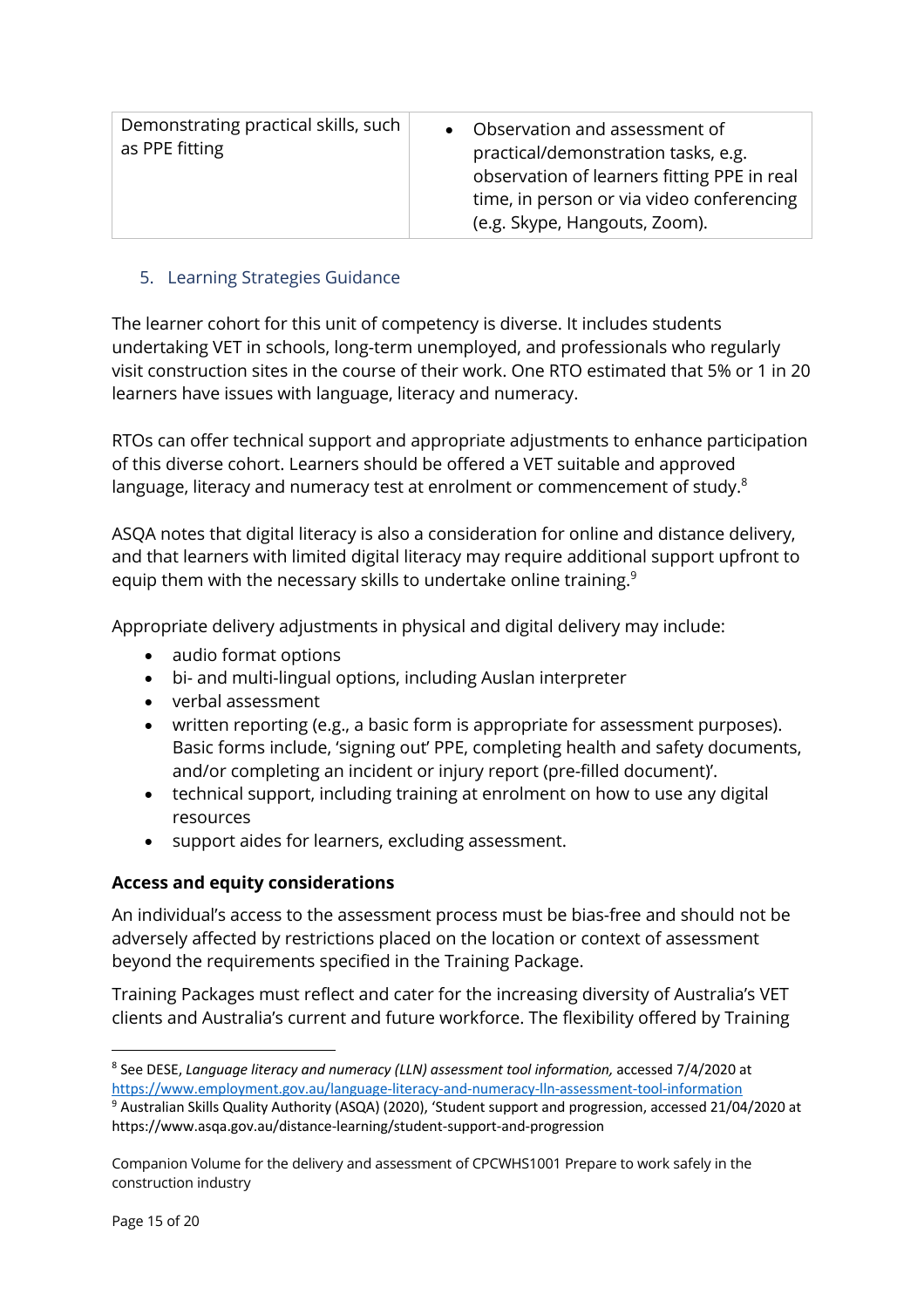| Demonstrating practical skills, such as PPE fitting | • Observation and assessment of practical/demonstration tasks, e.g. observation of learners fitting PPE in real time, in person or via video conferencing (e.g. Skype, Hangouts, Zoom). |
|---|---|

## 5. Learning Strategies Guidance

The learner cohort for this unit of competency is diverse. It includes students undertaking VET in schools, long-term unemployed, and professionals who regularly visit construction sites in the course of their work. One RTO estimated that 5% or 1 in 20 learners have issues with language, literacy and numeracy.

RTOs can offer technical support and appropriate adjustments to enhance participation of this diverse cohort. Learners should be offered a VET suitable and approved language, literacy and numeracy test at enrolment or commencement of study.[8]

ASQA notes that digital literacy is also a consideration for online and distance delivery, and that learners with limited digital literacy may require additional support upfront to equip them with the necessary skills to undertake online training.[9]

Appropriate delivery adjustments in physical and digital delivery may include:

- audio format options
- bi- and multi-lingual options, including Auslan interpreter
- verbal assessment
- written reporting (e.g., a basic form is appropriate for assessment purposes). Basic forms include, 'signing out' PPE, completing health and safety documents, and/or completing an incident or injury report (pre-filled document)'.
- technical support, including training at enrolment on how to use any digital resources
- support aides for learners, excluding assessment.

**Access and equity considerations**

An individual's access to the assessment process must be bias-free and should not be adversely affected by restrictions placed on the location or context of assessment beyond the requirements specified in the Training Package.

Training Packages must reflect and cater for the increasing diversity of Australia's VET clients and Australia's current and future workforce. The flexibility offered by Training

---

[8] See DESE, *Language literacy and numeracy (LLN) assessment tool information,* accessed 7/4/2020 at https://www.employment.gov.au/language-literacy-and-numeracy-lln-assessment-tool-information

[9] Australian Skills Quality Authority (ASQA) (2020), 'Student support and progression, accessed 21/04/2020 at https://www.asqa.gov.au/distance-learning/student-support-and-progression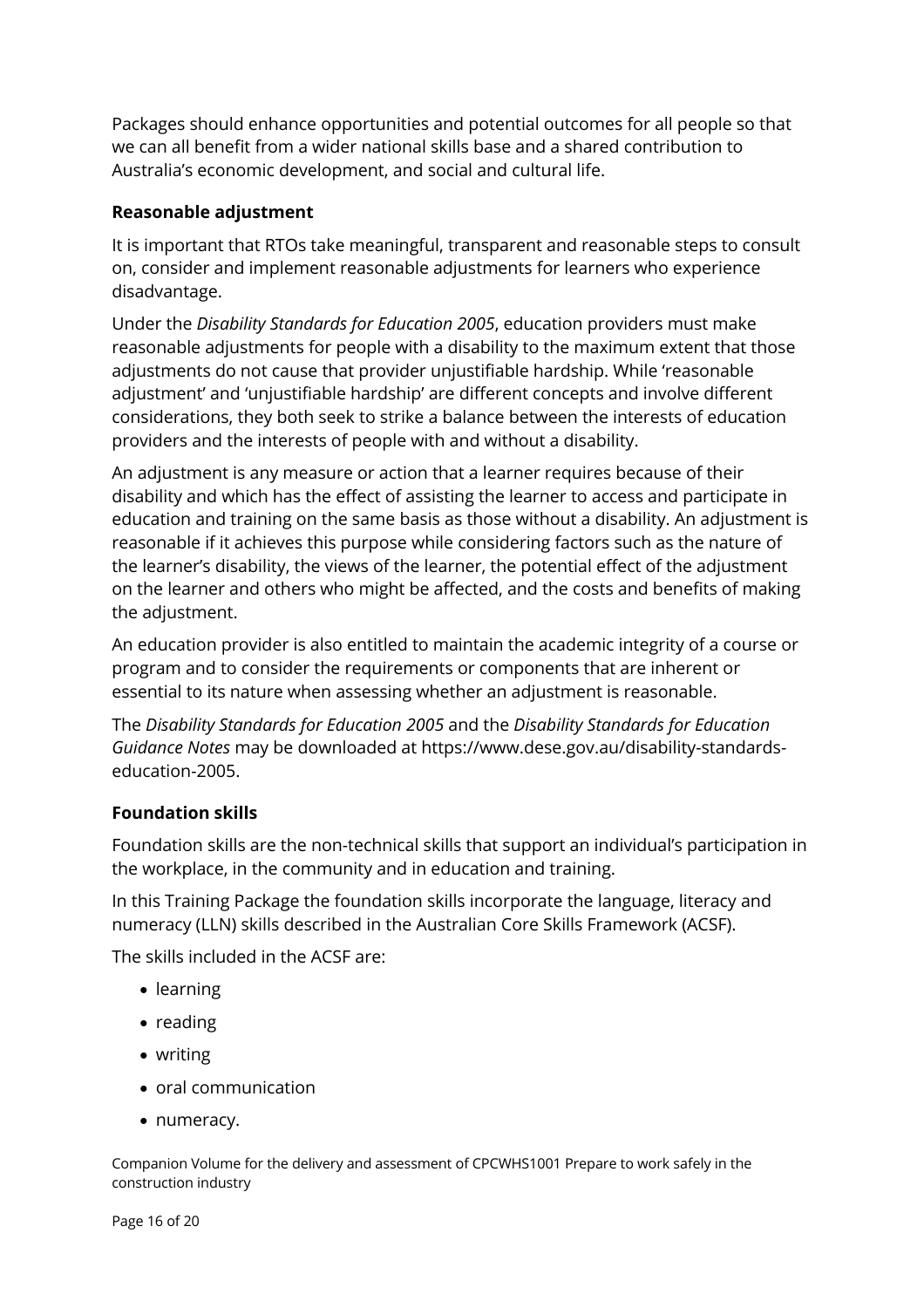Packages should enhance opportunities and potential outcomes for all people so that we can all benefit from a wider national skills base and a shared contribution to Australia's economic development, and social and cultural life.

### Reasonable adjustment

It is important that RTOs take meaningful, transparent and reasonable steps to consult on, consider and implement reasonable adjustments for learners who experience disadvantage.

Under the *Disability Standards for Education 2005*, education providers must make reasonable adjustments for people with a disability to the maximum extent that those adjustments do not cause that provider unjustifiable hardship. While 'reasonable adjustment' and 'unjustifiable hardship' are different concepts and involve different considerations, they both seek to strike a balance between the interests of education providers and the interests of people with and without a disability.

An adjustment is any measure or action that a learner requires because of their disability and which has the effect of assisting the learner to access and participate in education and training on the same basis as those without a disability. An adjustment is reasonable if it achieves this purpose while considering factors such as the nature of the learner's disability, the views of the learner, the potential effect of the adjustment on the learner and others who might be affected, and the costs and benefits of making the adjustment.

An education provider is also entitled to maintain the academic integrity of a course or program and to consider the requirements or components that are inherent or essential to its nature when assessing whether an adjustment is reasonable.

The *Disability Standards for Education 2005* and the *Disability Standards for Education Guidance Notes* may be downloaded at https://www.dese.gov.au/disability-standards-education-2005.

### Foundation skills

Foundation skills are the non-technical skills that support an individual's participation in the workplace, in the community and in education and training.

In this Training Package the foundation skills incorporate the language, literacy and numeracy (LLN) skills described in the Australian Core Skills Framework (ACSF).

The skills included in the ACSF are:

- learning
- reading
- writing
- oral communication
- numeracy.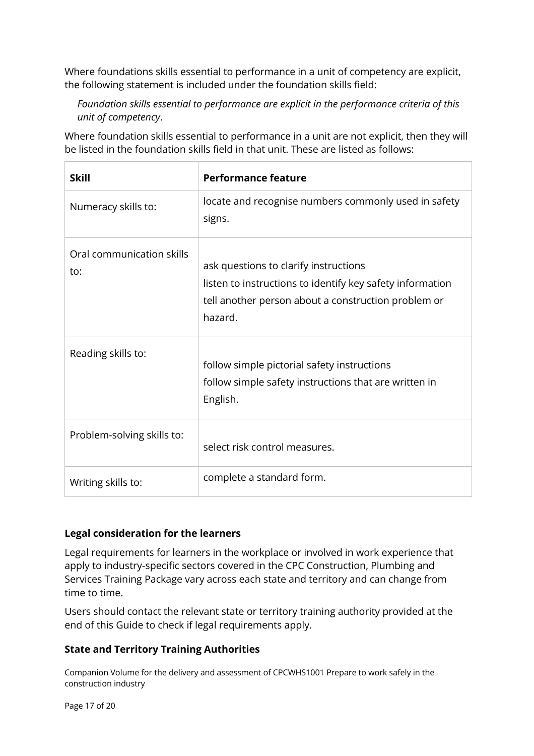Where foundations skills essential to performance in a unit of competency are explicit, the following statement is included under the foundation skills field:

*Foundation skills essential to performance are explicit in the performance criteria of this unit of competency*.

Where foundation skills essential to performance in a unit are not explicit, then they will be listed in the foundation skills field in that unit. These are listed as follows:

| **Skill** | **Performance feature** |
|---|---|
| Numeracy skills to: | locate and recognise numbers commonly used in safety signs. |
| Oral communication skills to: | ask questions to clarify instructions<br>listen to instructions to identify key safety information<br>tell another person about a construction problem or hazard. |
| Reading skills to: | follow simple pictorial safety instructions<br>follow simple safety instructions that are written in English. |
| Problem-solving skills to: | select risk control measures. |
| Writing skills to: | complete a standard form. |

### Legal consideration for the learners

Legal requirements for learners in the workplace or involved in work experience that apply to industry-specific sectors covered in the CPC Construction, Plumbing and Services Training Package vary across each state and territory and can change from time to time.

Users should contact the relevant state or territory training authority provided at the end of this Guide to check if legal requirements apply.

### State and Territory Training Authorities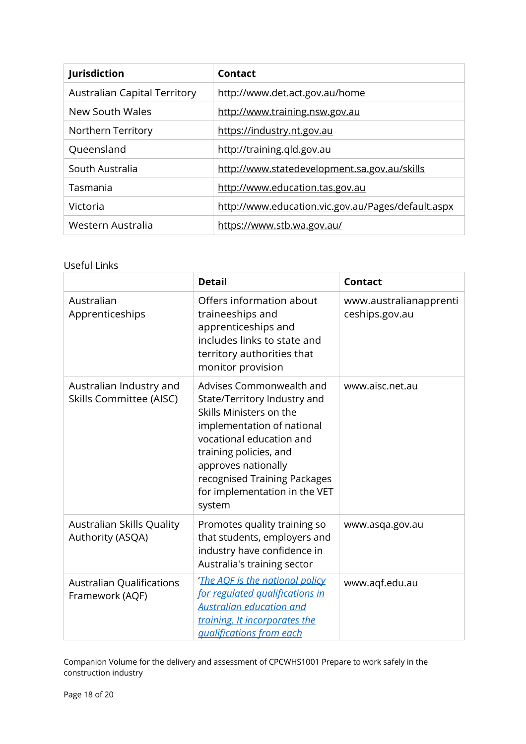| Jurisdiction | Contact |
|---|---|
| Australian Capital Territory | http://www.det.act.gov.au/home |
| New South Wales | http://www.training.nsw.gov.au |
| Northern Territory | https://industry.nt.gov.au |
| Queensland | http://training.qld.gov.au |
| South Australia | http://www.statedevelopment.sa.gov.au/skills |
| Tasmania | http://www.education.tas.gov.au |
| Victoria | http://www.education.vic.gov.au/Pages/default.aspx |
| Western Australia | https://www.stb.wa.gov.au/ |

Useful Links

| | Detail | Contact |
|---|---|---|
| Australian Apprenticeships | Offers information about traineeships and apprenticeships and includes links to state and territory authorities that monitor provision | www.australianapprenticeships.gov.au |
| Australian Industry and Skills Committee (AISC) | Advises Commonwealth and State/Territory Industry and Skills Ministers on the implementation of national vocational education and training policies, and approves nationally recognised Training Packages for implementation in the VET system | www.aisc.net.au |
| Australian Skills Quality Authority (ASQA) | Promotes quality training so that students, employers and industry have confidence in Australia's training sector | www.asqa.gov.au |
| Australian Qualifications Framework (AQF) | '*The AQF is the national policy for regulated qualifications in Australian education and training. It incorporates the qualifications from each* | www.aqf.edu.au |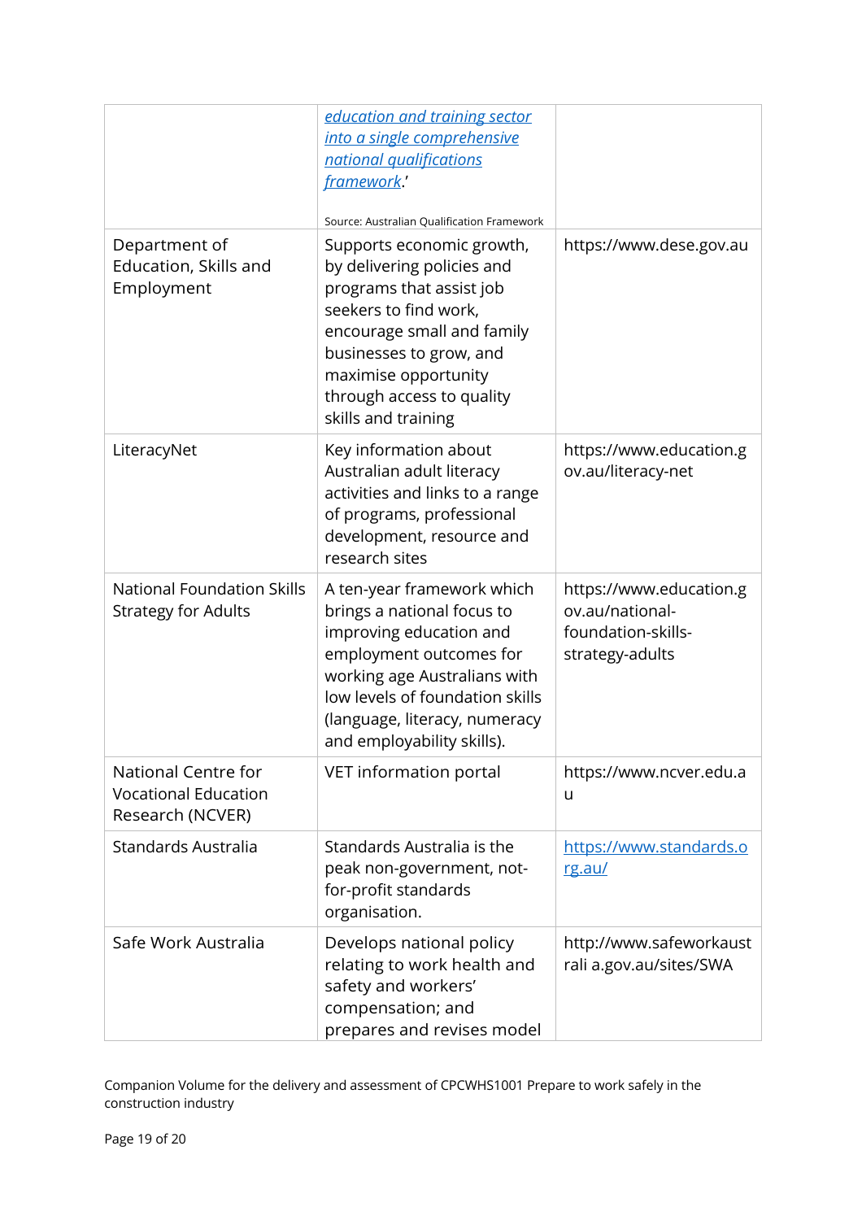| | | |
|---|---|---|
| | *education and training sector into a single comprehensive national qualifications framework*.'<br><br>Source: Australian Qualification Framework | |
| Department of Education, Skills and Employment | Supports economic growth, by delivering policies and programs that assist job seekers to find work, encourage small and family businesses to grow, and maximise opportunity through access to quality skills and training | https://www.dese.gov.au |
| LiteracyNet | Key information about Australian adult literacy activities and links to a range of programs, professional development, resource and research sites | https://www.education.gov.au/literacy-net |
| National Foundation Skills Strategy for Adults | A ten-year framework which brings a national focus to improving education and employment outcomes for working age Australians with low levels of foundation skills (language, literacy, numeracy and employability skills). | https://www.education.gov.au/national-foundation-skills-strategy-adults |
| National Centre for Vocational Education Research (NCVER) | VET information portal | https://www.ncver.edu.au |
| Standards Australia | Standards Australia is the peak non-government, not-for-profit standards organisation. | https://www.standards.org.au/ |
| Safe Work Australia | Develops national policy relating to work health and safety and workers' compensation; and prepares and revises model | http://www.safeworkaustrali a.gov.au/sites/SWA |

Companion Volume for the delivery and assessment of CPCWHS1001 Prepare to work safely in the construction industry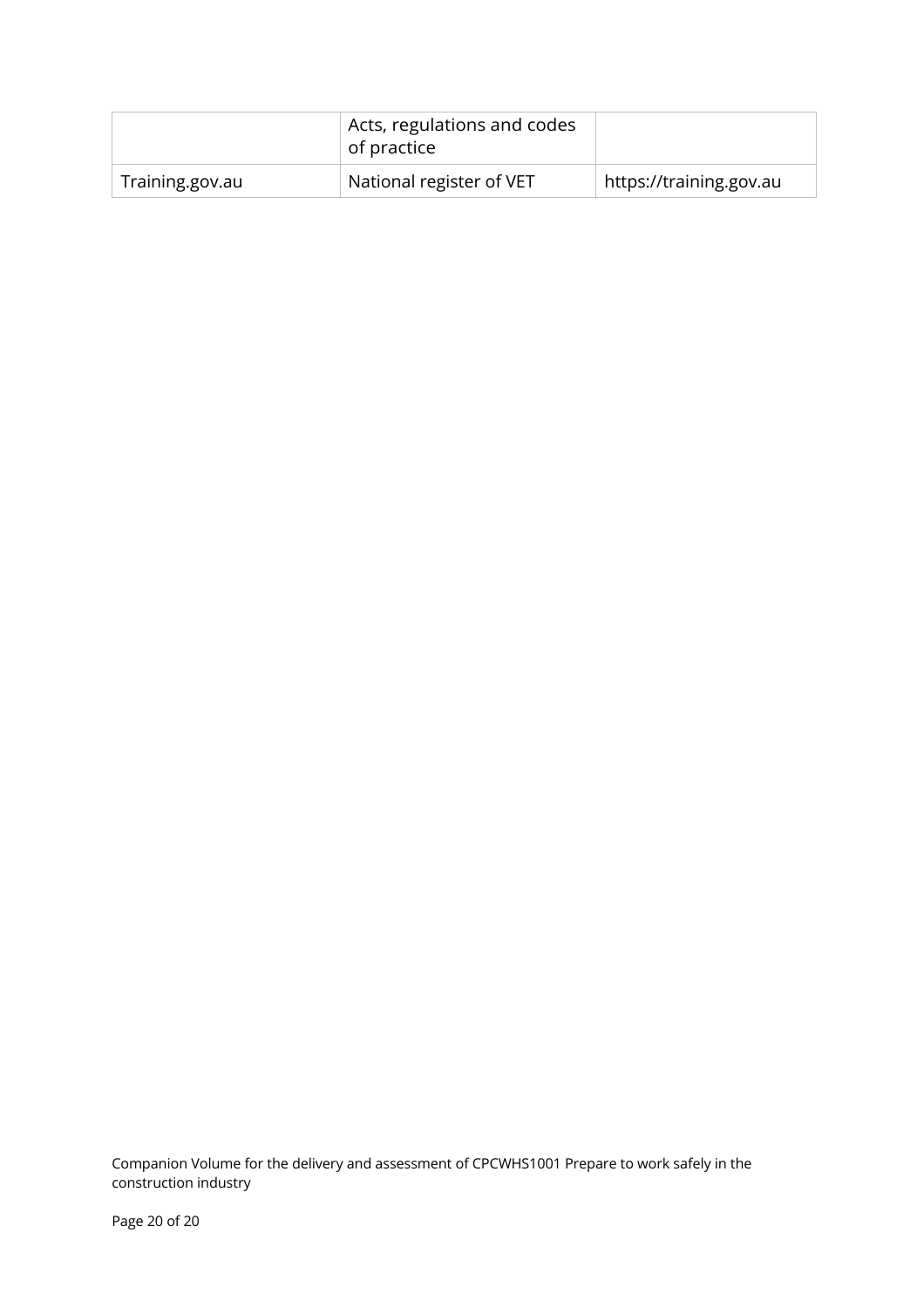| | | |
|---|---|---|
| | Acts, regulations and codes of practice | |
| Training.gov.au | National register of VET | https://training.gov.au |